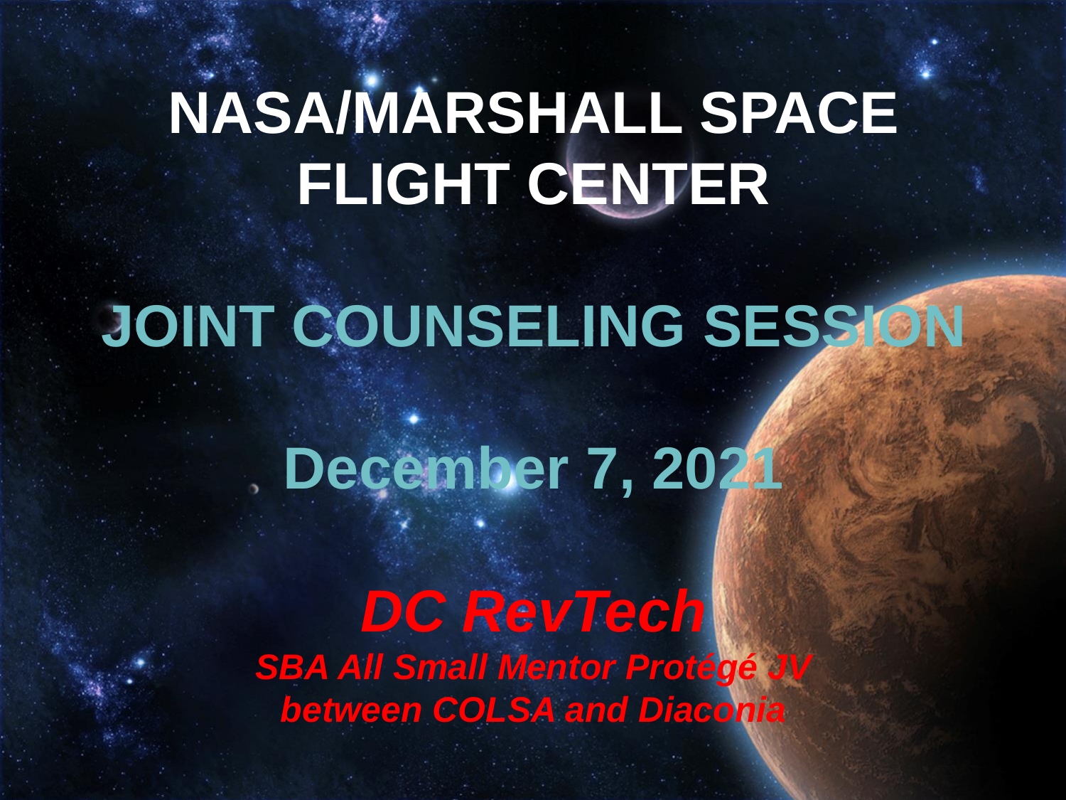# NASA/MARSHALL SPACE FLIGHT CENTER

## JOINT COUNSELING SESSION

## December 7, 2021

***DC RevTech***

***SBA All Small Mentor Protégé JV between COLSA and Diaconia***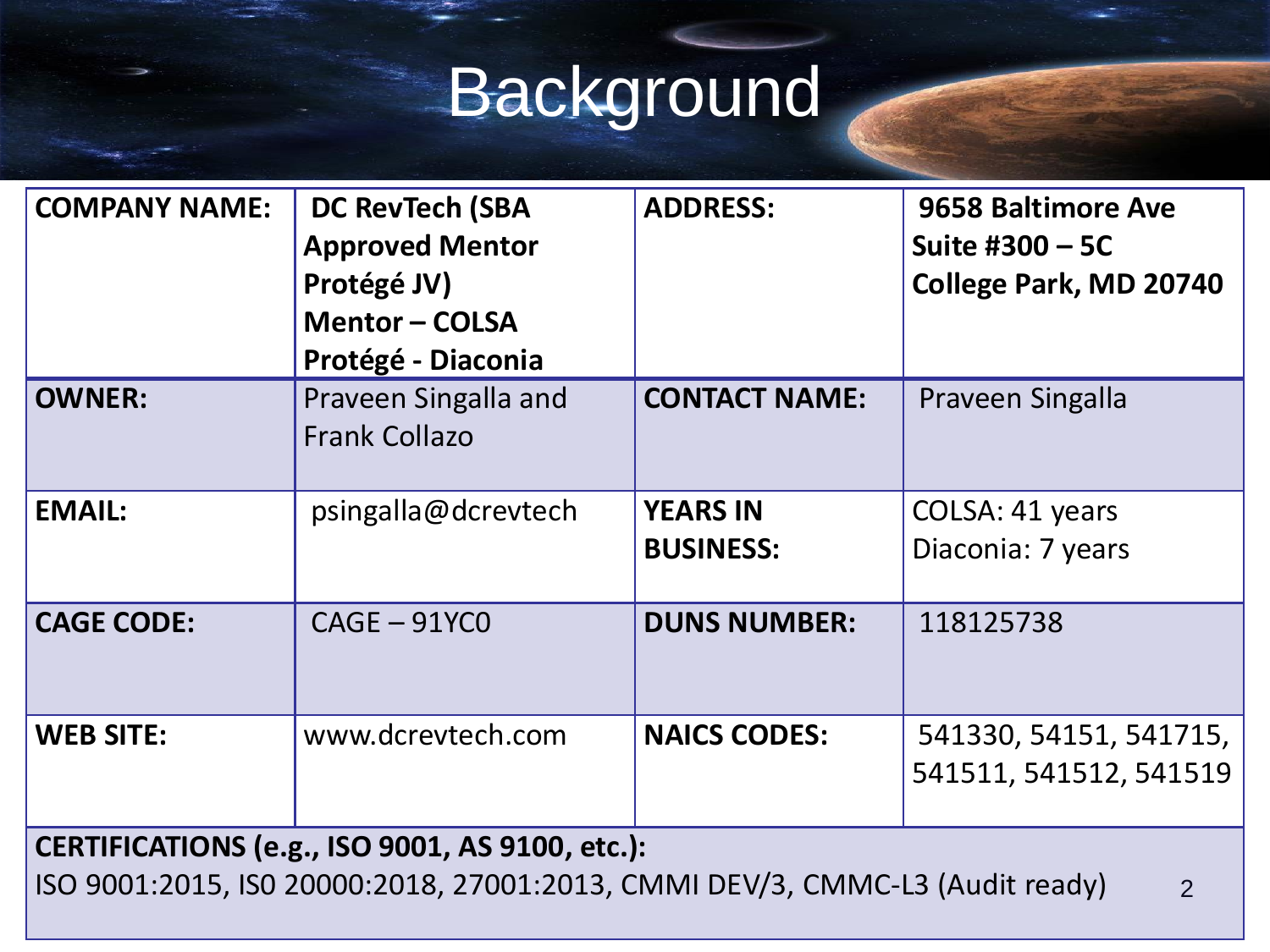# Background

| COMPANY NAME: | DC RevTech (SBA Approved Mentor Protégé JV) Mentor – COLSA Protégé - Diaconia | ADDRESS: | 9658 Baltimore Ave Suite #300 – 5C College Park, MD 20740 |
|---|---|---|---|
| OWNER: | Praveen Singalla and Frank Collazo | CONTACT NAME: | Praveen Singalla |
| EMAIL: | psingalla@dcrevtech | YEARS IN BUSINESS: | COLSA: 41 years<br>Diaconia: 7 years |
| CAGE CODE: | CAGE – 91YC0 | DUNS NUMBER: | 118125738 |
| WEB SITE: | www.dcrevtech.com | NAICS CODES: | 541330, 54151, 541715, 541511, 541512, 541519 |

**CERTIFICATIONS (e.g., ISO 9001, AS 9100, etc.):**
ISO 9001:2015, IS0 20000:2018, 27001:2013, CMMI DEV/3, CMMC-L3 (Audit ready)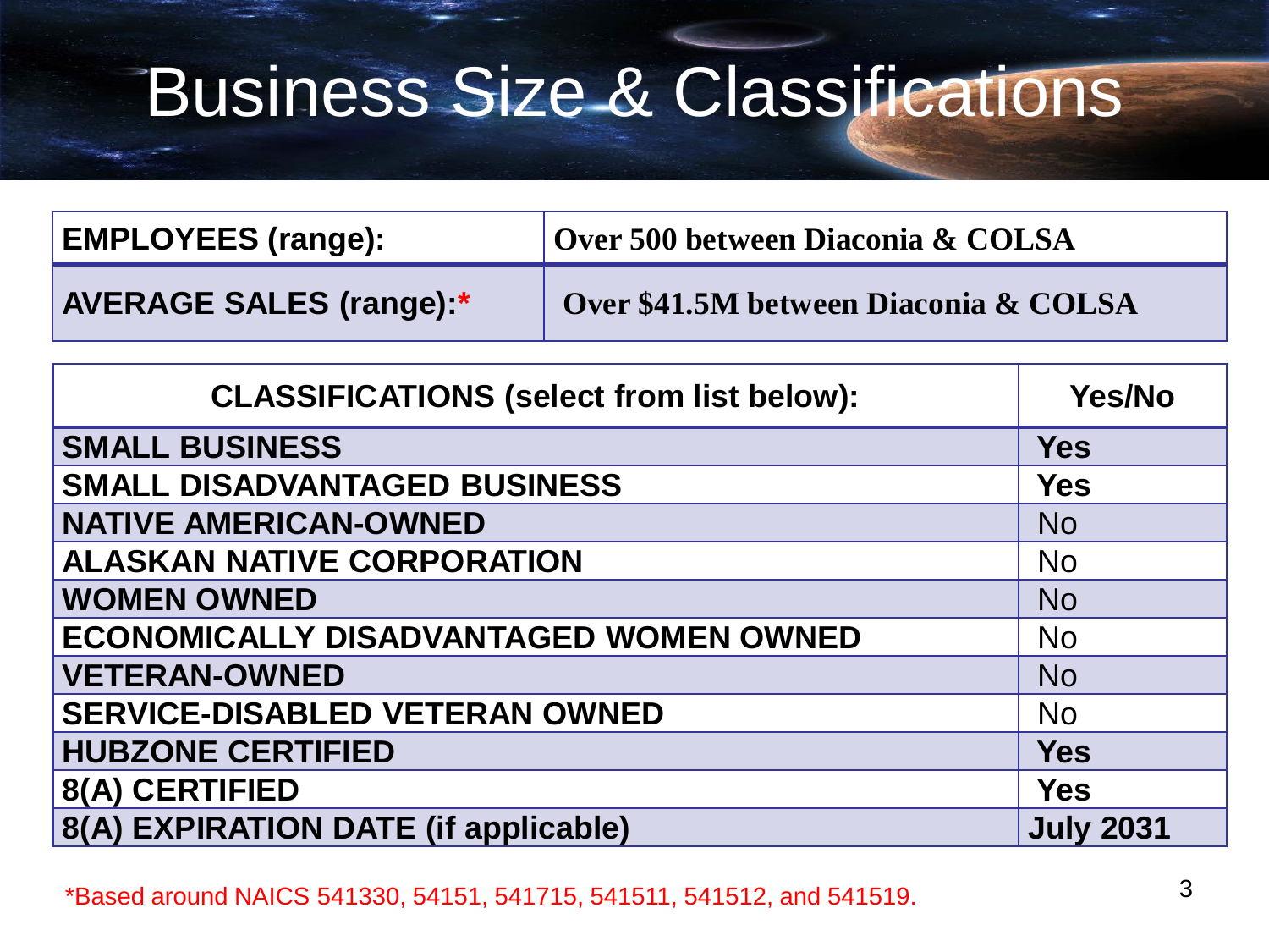# Business Size & Classifications

| EMPLOYEES (range): | Over 500 between Diaconia & COLSA |
|---|---|
| AVERAGE SALES (range):* | Over $41.5M between Diaconia & COLSA |

| CLASSIFICATIONS (select from list below): | Yes/No |
|---|---|
| SMALL BUSINESS | Yes |
| SMALL DISADVANTAGED BUSINESS | Yes |
| NATIVE AMERICAN-OWNED | No |
| ALASKAN NATIVE CORPORATION | No |
| WOMEN OWNED | No |
| ECONOMICALLY DISADVANTAGED WOMEN OWNED | No |
| VETERAN-OWNED | No |
| SERVICE-DISABLED VETERAN OWNED | No |
| HUBZONE CERTIFIED | Yes |
| 8(A) CERTIFIED | Yes |
| 8(A) EXPIRATION DATE (if applicable) | July 2031 |

*Based around NAICS 541330, 54151, 541715, 541511, 541512, and 541519.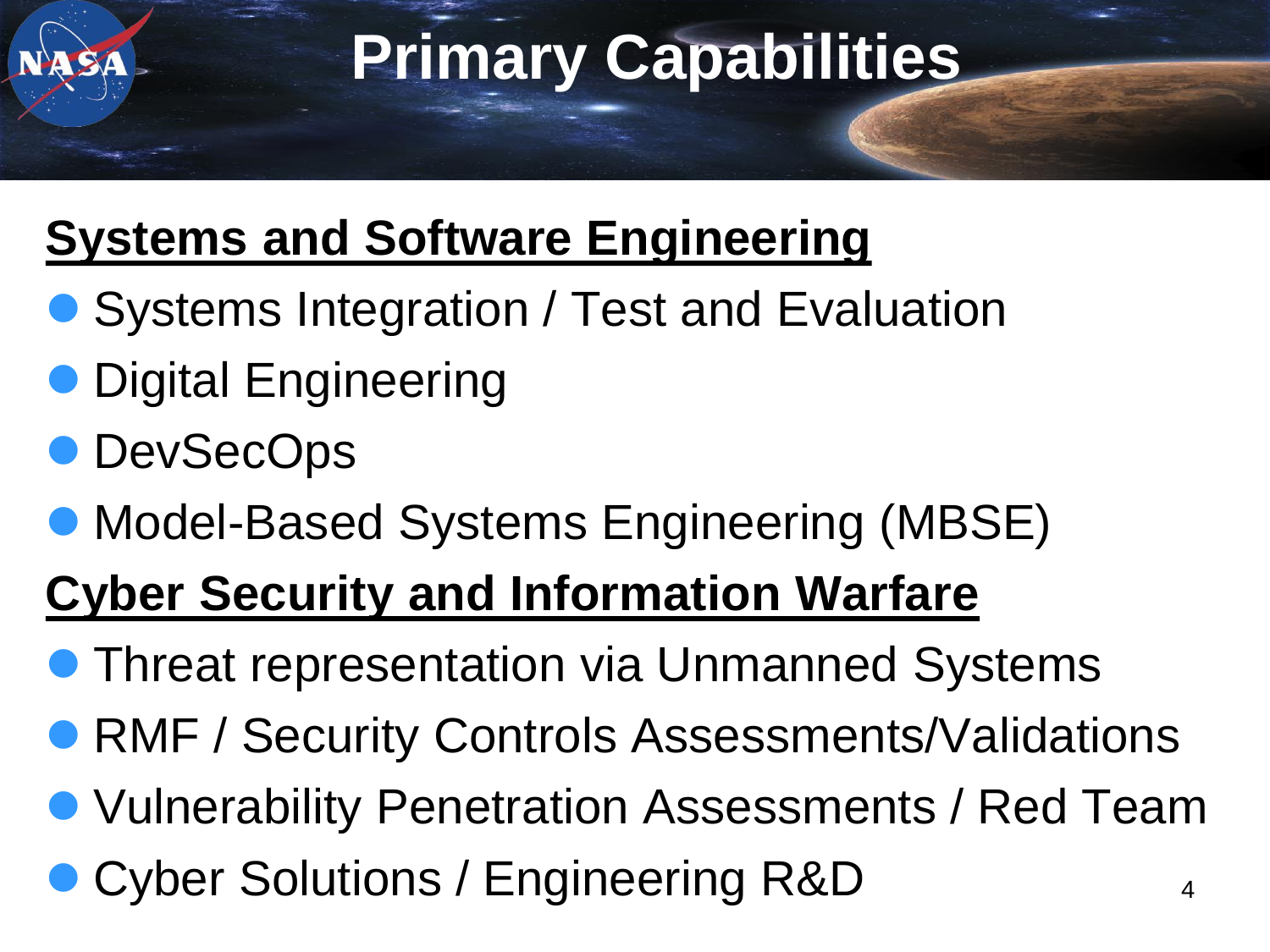# Primary Capabilities

## Systems and Software Engineering

- Systems Integration / Test and Evaluation
- Digital Engineering
- DevSecOps
- Model-Based Systems Engineering (MBSE)

## Cyber Security and Information Warfare

- Threat representation via Unmanned Systems
- RMF / Security Controls Assessments/Validations
- Vulnerability Penetration Assessments / Red Team
- Cyber Solutions / Engineering R&D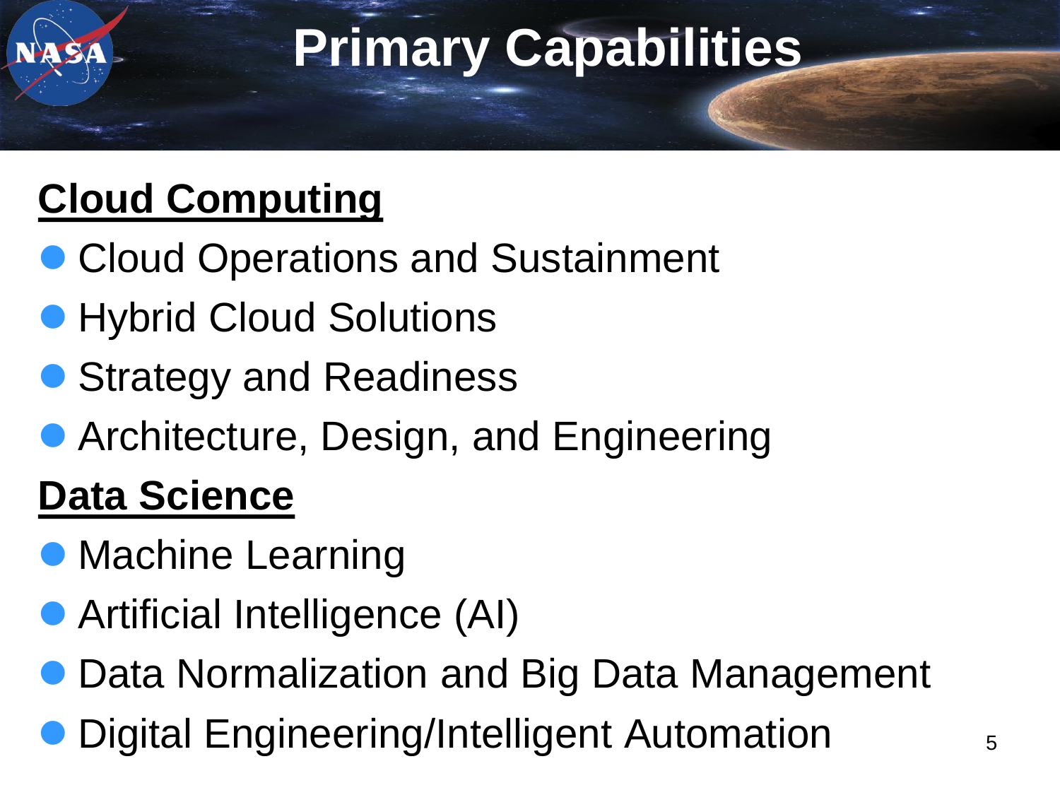# Primary Capabilities

## Cloud Computing

- Cloud Operations and Sustainment
- Hybrid Cloud Solutions
- Strategy and Readiness
- Architecture, Design, and Engineering

## Data Science

- Machine Learning
- Artificial Intelligence (AI)
- Data Normalization and Big Data Management
- Digital Engineering/Intelligent Automation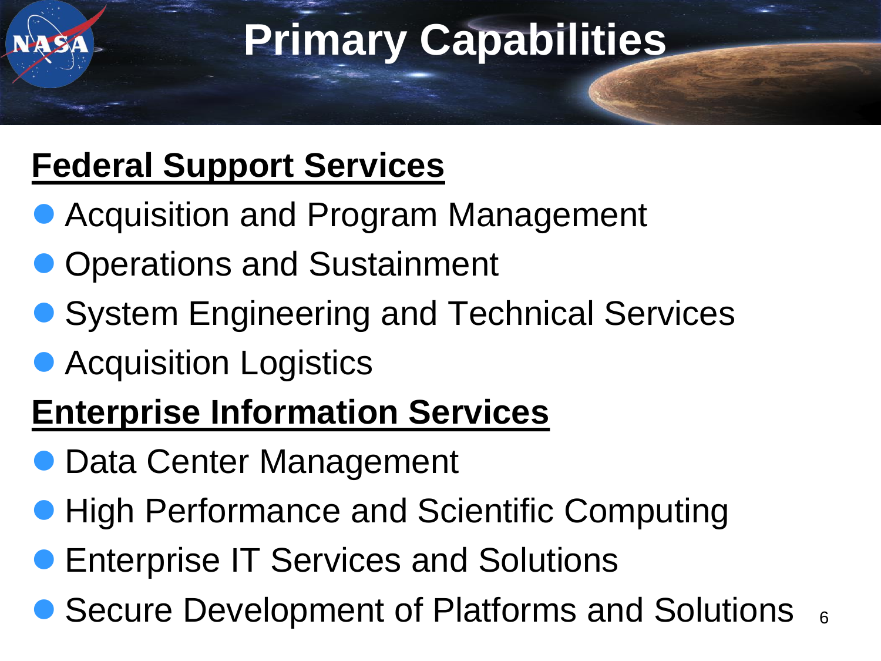# Primary Capabilities

## Federal Support Services

- Acquisition and Program Management
- Operations and Sustainment
- System Engineering and Technical Services
- Acquisition Logistics

## Enterprise Information Services

- Data Center Management
- High Performance and Scientific Computing
- Enterprise IT Services and Solutions
- Secure Development of Platforms and Solutions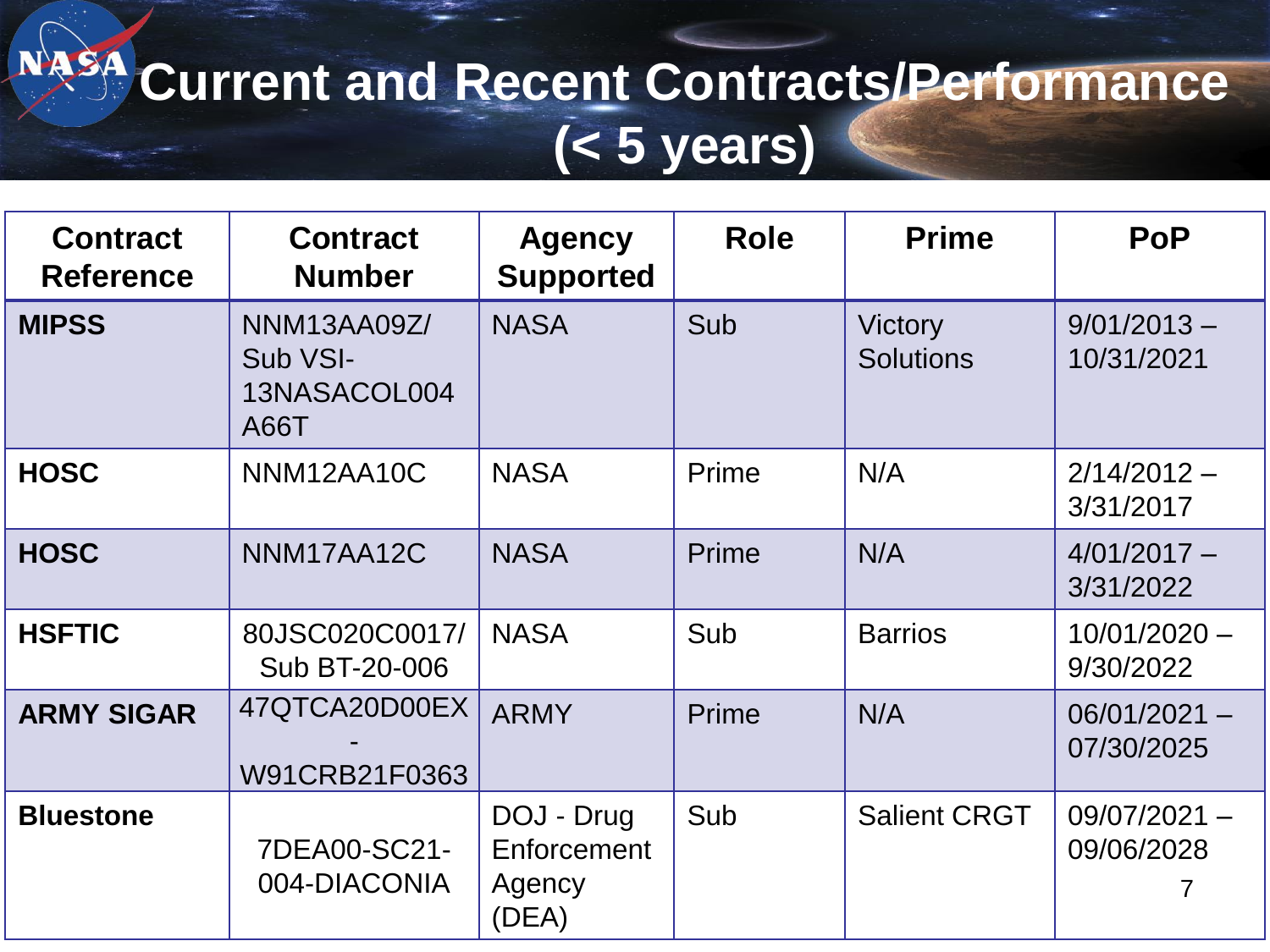# Current and Recent Contracts/Performance (< 5 years)

| Contract Reference | Contract Number | Agency Supported | Role | Prime | PoP |
|---|---|---|---|---|---|
| **MIPSS** | NNM13AA09Z/ Sub VSI-13NASACOL004 A66T | NASA | Sub | Victory Solutions | 9/01/2013 – 10/31/2021 |
| **HOSC** | NNM12AA10C | NASA | Prime | N/A | 2/14/2012 – 3/31/2017 |
| **HOSC** | NNM17AA12C | NASA | Prime | N/A | 4/01/2017 – 3/31/2022 |
| **HSFTIC** | 80JSC020C0017/ Sub BT-20-006 | NASA | Sub | Barrios | 10/01/2020 – 9/30/2022 |
| **ARMY SIGAR** | 47QTCA20D00EX - W91CRB21F0363 | ARMY | Prime | N/A | 06/01/2021 – 07/30/2025 |
| **Bluestone** | 7DEA00-SC21-004-DIACONIA | DOJ - Drug Enforcement Agency (DEA) | Sub | Salient CRGT | 09/07/2021 – 09/06/2028 |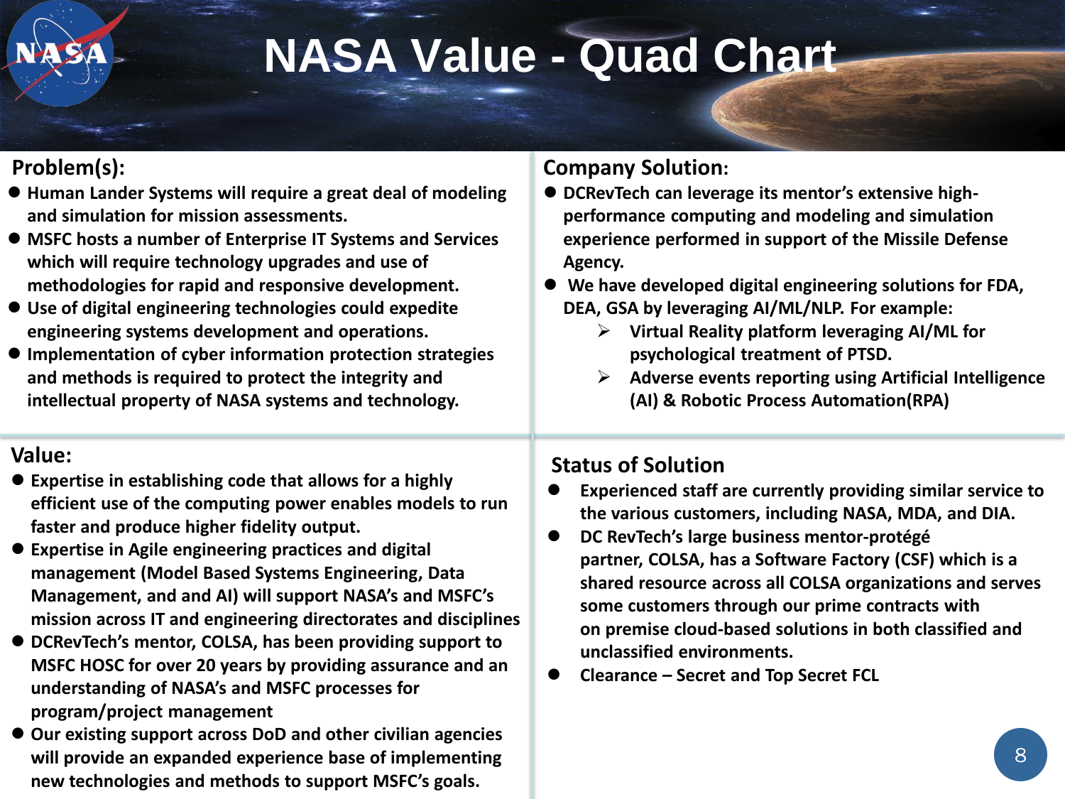# NASA Value - Quad Chart

## Problem(s):

- Human Lander Systems will require a great deal of modeling and simulation for mission assessments.
- MSFC hosts a number of Enterprise IT Systems and Services which will require technology upgrades and use of methodologies for rapid and responsive development.
- Use of digital engineering technologies could expedite engineering systems development and operations.
- Implementation of cyber information protection strategies and methods is required to protect the integrity and intellectual property of NASA systems and technology.

## Company Solution:

- DCRevTech can leverage its mentor's extensive high-performance computing and modeling and simulation experience performed in support of the Missile Defense Agency.
- We have developed digital engineering solutions for FDA, DEA, GSA by leveraging AI/ML/NLP. For example:
  - Virtual Reality platform leveraging AI/ML for psychological treatment of PTSD.
  - Adverse events reporting using Artificial Intelligence (AI) & Robotic Process Automation(RPA)

## Value:

- Expertise in establishing code that allows for a highly efficient use of the computing power enables models to run faster and produce higher fidelity output.
- Expertise in Agile engineering practices and digital management (Model Based Systems Engineering, Data Management, and and AI) will support NASA's and MSFC's mission across IT and engineering directorates and disciplines
- DCRevTech's mentor, COLSA, has been providing support to MSFC HOSC for over 20 years by providing assurance and an understanding of NASA's and MSFC processes for program/project management
- Our existing support across DoD and other civilian agencies will provide an expanded experience base of implementing new technologies and methods to support MSFC's goals.

## Status of Solution

- Experienced staff are currently providing similar service to the various customers, including NASA, MDA, and DIA.
- DC RevTech's large business mentor-protégé partner, COLSA, has a Software Factory (CSF) which is a shared resource across all COLSA organizations and serves some customers through our prime contracts with on premise cloud-based solutions in both classified and unclassified environments.
- Clearance – Secret and Top Secret FCL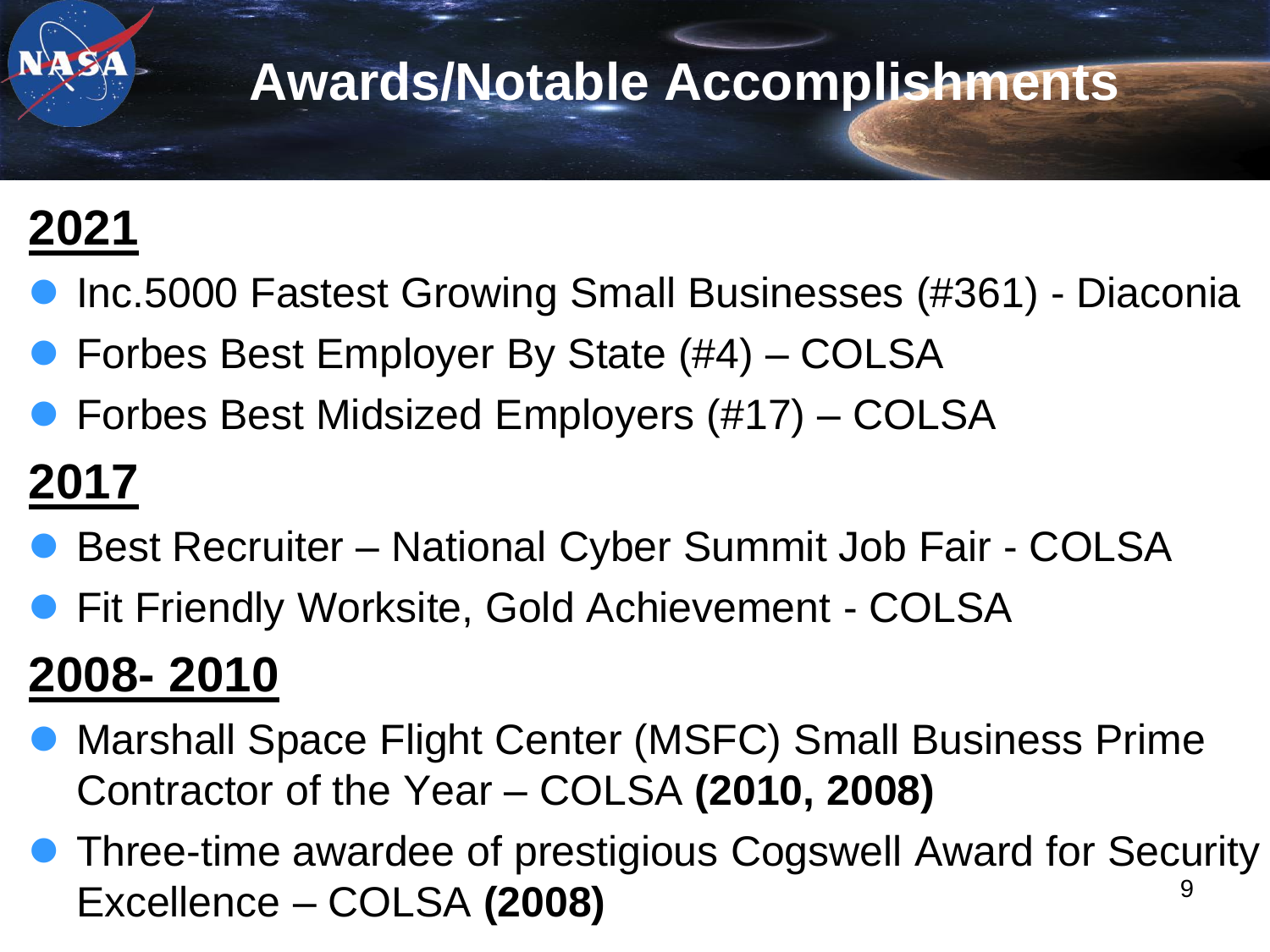# Awards/Notable Accomplishments

## 2021

- Inc.5000 Fastest Growing Small Businesses (#361) - Diaconia
- Forbes Best Employer By State (#4) – COLSA
- Forbes Best Midsized Employers (#17) – COLSA

## 2017

- Best Recruiter – National Cyber Summit Job Fair - COLSA
- Fit Friendly Worksite, Gold Achievement - COLSA

## 2008- 2010

- Marshall Space Flight Center (MSFC) Small Business Prime Contractor of the Year – COLSA **(2010, 2008)**
- Three-time awardee of prestigious Cogswell Award for Security Excellence – COLSA **(2008)**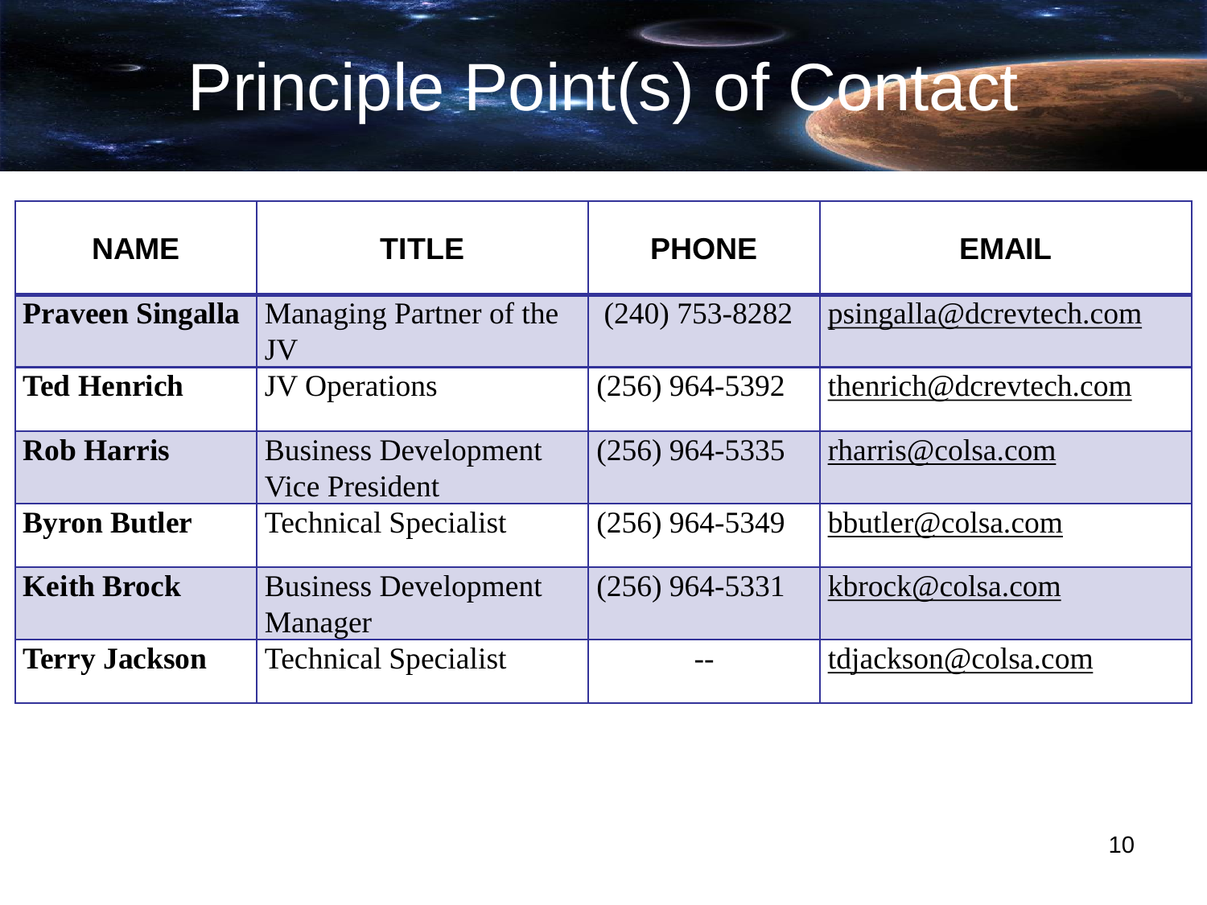# Principle Point(s) of Contact

| NAME | TITLE | PHONE | EMAIL |
|---|---|---|---|
| **Praveen Singalla** | Managing Partner of the JV | (240) 753-8282 | psingalla@dcrevtech.com |
| **Ted Henrich** | JV Operations | (256) 964-5392 | thenrich@dcrevtech.com |
| **Rob Harris** | Business Development Vice President | (256) 964-5335 | rharris@colsa.com |
| **Byron Butler** | Technical Specialist | (256) 964-5349 | bbutler@colsa.com |
| **Keith Brock** | Business Development Manager | (256) 964-5331 | kbrock@colsa.com |
| **Terry Jackson** | Technical Specialist | -- | tdjackson@colsa.com |